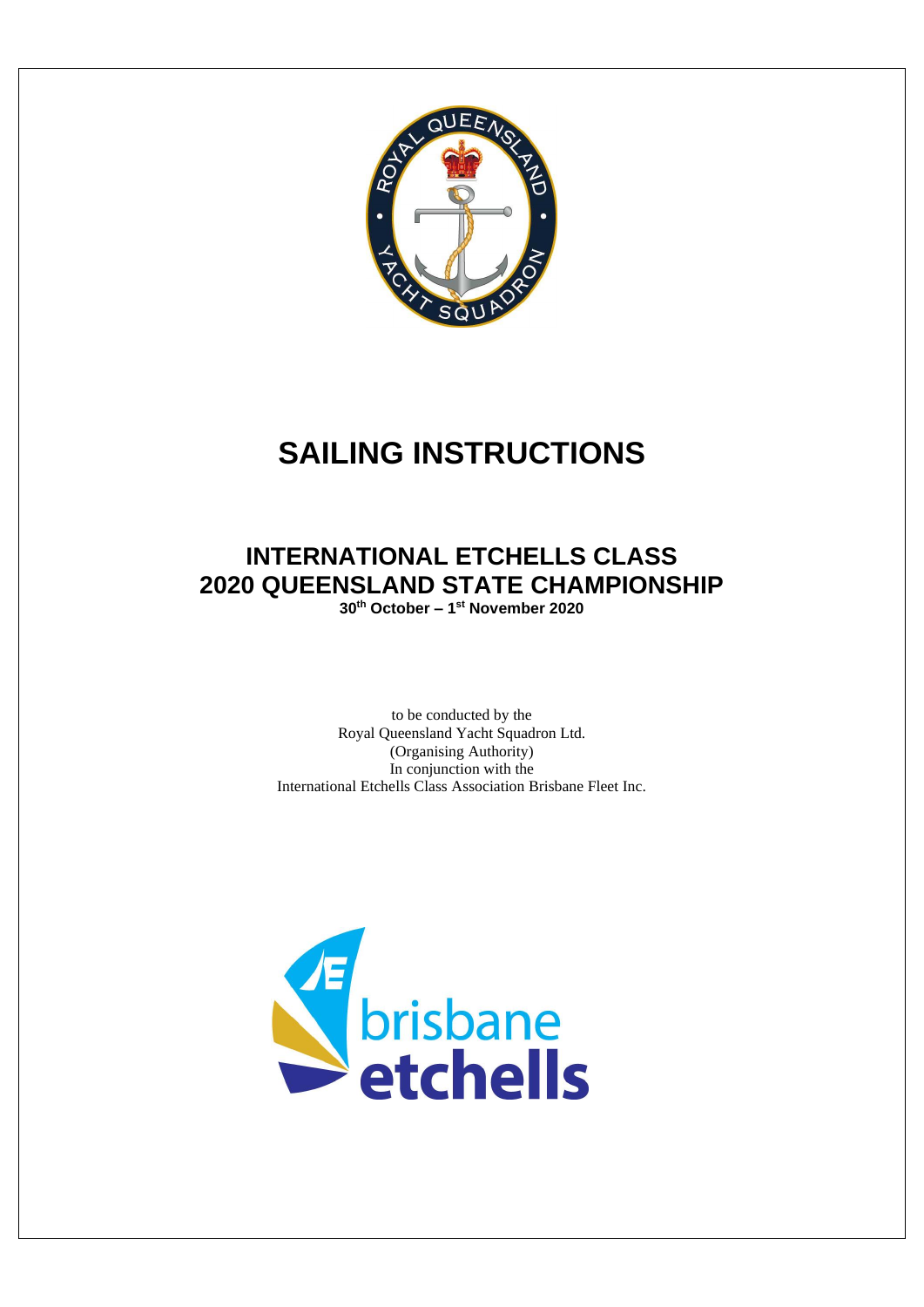# SAILING INSTRUCTIONS

## INTERNATIONAL ETCHELLS CLASS
## 2020 QUEENSLAND STATE CHAMPIONSHIP

**30th October – 1st November 2020**

to be conducted by the
Royal Queensland Yacht Squadron Ltd.
(Organising Authority)
In conjunction with the
International Etchells Class Association Brisbane Fleet Inc.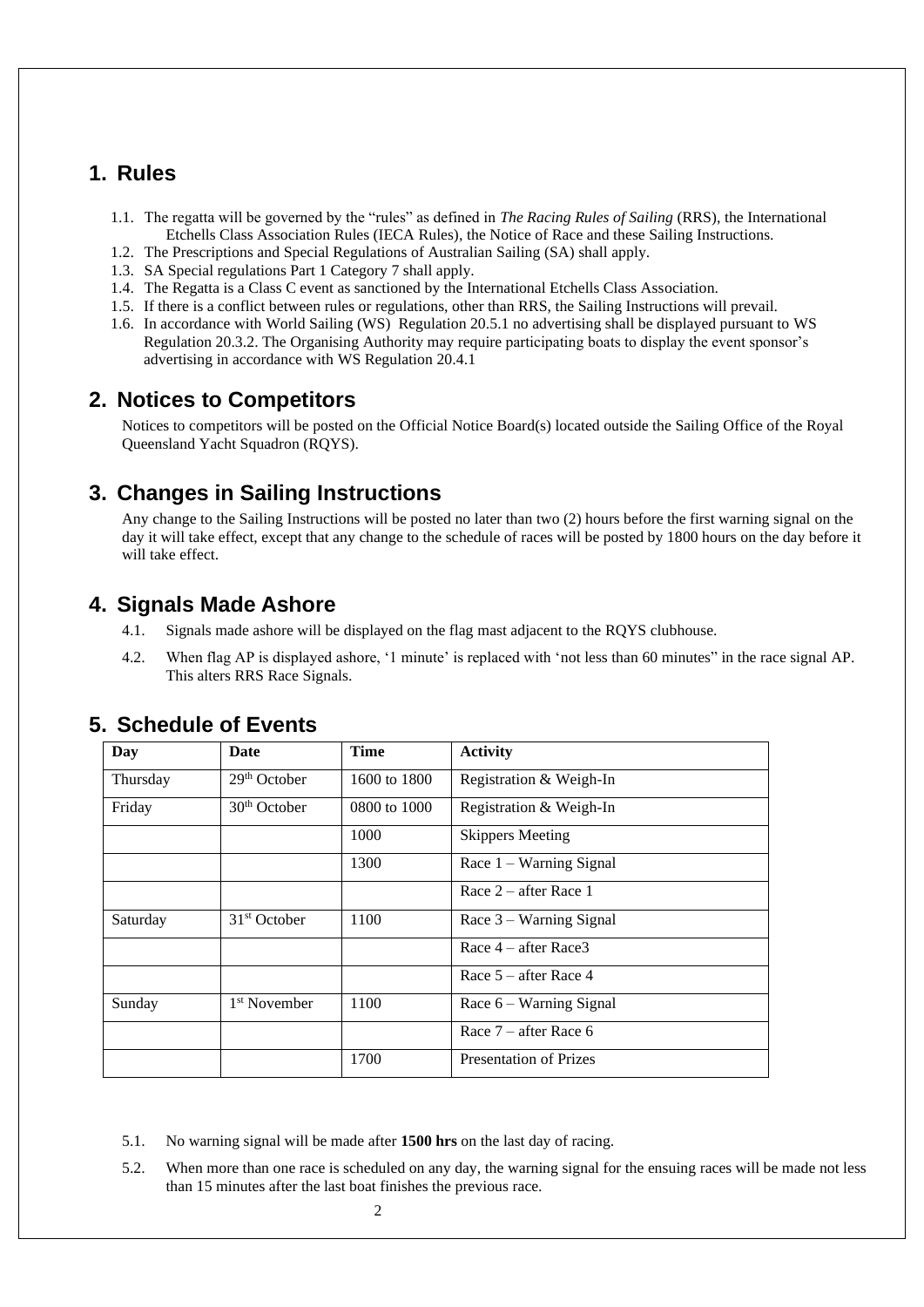## 1. Rules

1.1. The regatta will be governed by the "rules" as defined in *The Racing Rules of Sailing* (RRS), the International Etchells Class Association Rules (IECA Rules), the Notice of Race and these Sailing Instructions.
1.2. The Prescriptions and Special Regulations of Australian Sailing (SA) shall apply.
1.3. SA Special regulations Part 1 Category 7 shall apply.
1.4. The Regatta is a Class C event as sanctioned by the International Etchells Class Association.
1.5. If there is a conflict between rules or regulations, other than RRS, the Sailing Instructions will prevail.
1.6. In accordance with World Sailing (WS) Regulation 20.5.1 no advertising shall be displayed pursuant to WS Regulation 20.3.2. The Organising Authority may require participating boats to display the event sponsor's advertising in accordance with WS Regulation 20.4.1

## 2. Notices to Competitors

Notices to competitors will be posted on the Official Notice Board(s) located outside the Sailing Office of the Royal Queensland Yacht Squadron (RQYS).

## 3. Changes in Sailing Instructions

Any change to the Sailing Instructions will be posted no later than two (2) hours before the first warning signal on the day it will take effect, except that any change to the schedule of races will be posted by 1800 hours on the day before it will take effect.

## 4. Signals Made Ashore

4.1. Signals made ashore will be displayed on the flag mast adjacent to the RQYS clubhouse.

4.2. When flag AP is displayed ashore, '1 minute' is replaced with 'not less than 60 minutes" in the race signal AP. This alters RRS Race Signals.

## 5. Schedule of Events

| Day | Date | Time | Activity |
|---|---|---|---|
| Thursday | 29th October | 1600 to 1800 | Registration & Weigh-In |
| Friday | 30th October | 0800 to 1000 | Registration & Weigh-In |
| | | 1000 | Skippers Meeting |
| | | 1300 | Race 1 – Warning Signal |
| | | | Race 2 – after Race 1 |
| Saturday | 31st October | 1100 | Race 3 – Warning Signal |
| | | | Race 4 – after Race3 |
| | | | Race 5 – after Race 4 |
| Sunday | 1st November | 1100 | Race 6 – Warning Signal |
| | | | Race 7 – after Race 6 |
| | | 1700 | Presentation of Prizes |

5.1. No warning signal will be made after **1500 hrs** on the last day of racing.

5.2. When more than one race is scheduled on any day, the warning signal for the ensuing races will be made not less than 15 minutes after the last boat finishes the previous race.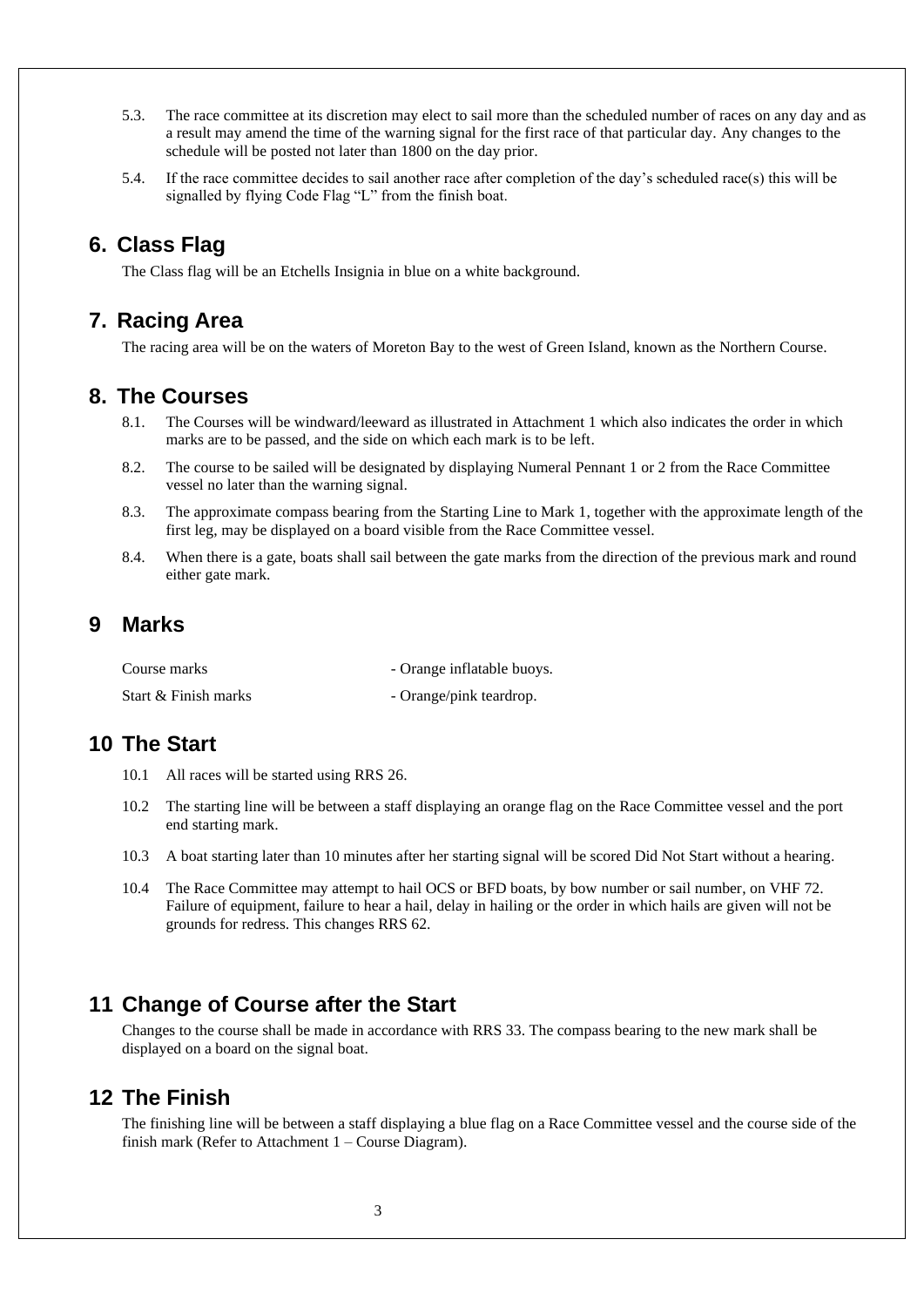5.3. The race committee at its discretion may elect to sail more than the scheduled number of races on any day and as a result may amend the time of the warning signal for the first race of that particular day. Any changes to the schedule will be posted not later than 1800 on the day prior.

5.4. If the race committee decides to sail another race after completion of the day's scheduled race(s) this will be signalled by flying Code Flag "L" from the finish boat.

## 6. Class Flag

The Class flag will be an Etchells Insignia in blue on a white background.

## 7. Racing Area

The racing area will be on the waters of Moreton Bay to the west of Green Island, known as the Northern Course.

## 8. The Courses

8.1. The Courses will be windward/leeward as illustrated in Attachment 1 which also indicates the order in which marks are to be passed, and the side on which each mark is to be left.

8.2. The course to be sailed will be designated by displaying Numeral Pennant 1 or 2 from the Race Committee vessel no later than the warning signal.

8.3. The approximate compass bearing from the Starting Line to Mark 1, together with the approximate length of the first leg, may be displayed on a board visible from the Race Committee vessel.

8.4. When there is a gate, boats shall sail between the gate marks from the direction of the previous mark and round either gate mark.

## 9 Marks

| | |
|---|---|
| Course marks | - Orange inflatable buoys. |
| Start & Finish marks | - Orange/pink teardrop. |

## 10 The Start

10.1 All races will be started using RRS 26.

10.2 The starting line will be between a staff displaying an orange flag on the Race Committee vessel and the port end starting mark.

10.3 A boat starting later than 10 minutes after her starting signal will be scored Did Not Start without a hearing.

10.4 The Race Committee may attempt to hail OCS or BFD boats, by bow number or sail number, on VHF 72. Failure of equipment, failure to hear a hail, delay in hailing or the order in which hails are given will not be grounds for redress. This changes RRS 62.

## 11 Change of Course after the Start

Changes to the course shall be made in accordance with RRS 33. The compass bearing to the new mark shall be displayed on a board on the signal boat.

## 12 The Finish

The finishing line will be between a staff displaying a blue flag on a Race Committee vessel and the course side of the finish mark (Refer to Attachment 1 – Course Diagram).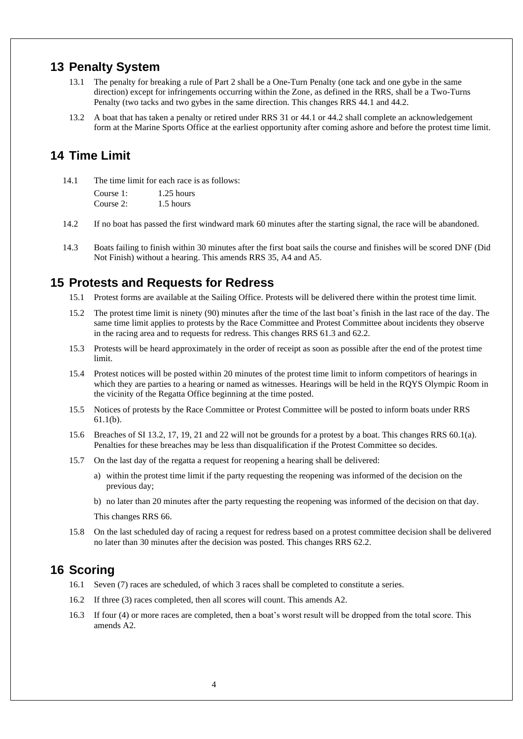## 13 Penalty System

13.1 The penalty for breaking a rule of Part 2 shall be a One-Turn Penalty (one tack and one gybe in the same direction) except for infringements occurring within the Zone, as defined in the RRS, shall be a Two-Turns Penalty (two tacks and two gybes in the same direction. This changes RRS 44.1 and 44.2.

13.2 A boat that has taken a penalty or retired under RRS 31 or 44.1 or 44.2 shall complete an acknowledgement form at the Marine Sports Office at the earliest opportunity after coming ashore and before the protest time limit.

## 14 Time Limit

14.1 The time limit for each race is as follows:

Course 1: 1.25 hours
Course 2: 1.5 hours

14.2 If no boat has passed the first windward mark 60 minutes after the starting signal, the race will be abandoned.

14.3 Boats failing to finish within 30 minutes after the first boat sails the course and finishes will be scored DNF (Did Not Finish) without a hearing. This amends RRS 35, A4 and A5.

## 15 Protests and Requests for Redress

15.1 Protest forms are available at the Sailing Office. Protests will be delivered there within the protest time limit.

15.2 The protest time limit is ninety (90) minutes after the time of the last boat's finish in the last race of the day. The same time limit applies to protests by the Race Committee and Protest Committee about incidents they observe in the racing area and to requests for redress. This changes RRS 61.3 and 62.2.

15.3 Protests will be heard approximately in the order of receipt as soon as possible after the end of the protest time limit.

15.4 Protest notices will be posted within 20 minutes of the protest time limit to inform competitors of hearings in which they are parties to a hearing or named as witnesses. Hearings will be held in the RQYS Olympic Room in the vicinity of the Regatta Office beginning at the time posted.

15.5 Notices of protests by the Race Committee or Protest Committee will be posted to inform boats under RRS 61.1(b).

15.6 Breaches of SI 13.2, 17, 19, 21 and 22 will not be grounds for a protest by a boat. This changes RRS 60.1(a). Penalties for these breaches may be less than disqualification if the Protest Committee so decides.

15.7 On the last day of the regatta a request for reopening a hearing shall be delivered:

a) within the protest time limit if the party requesting the reopening was informed of the decision on the previous day;

b) no later than 20 minutes after the party requesting the reopening was informed of the decision on that day.

This changes RRS 66.

15.8 On the last scheduled day of racing a request for redress based on a protest committee decision shall be delivered no later than 30 minutes after the decision was posted. This changes RRS 62.2.

## 16 Scoring

16.1 Seven (7) races are scheduled, of which 3 races shall be completed to constitute a series.

16.2 If three (3) races completed, then all scores will count. This amends A2.

16.3 If four (4) or more races are completed, then a boat's worst result will be dropped from the total score. This amends A2.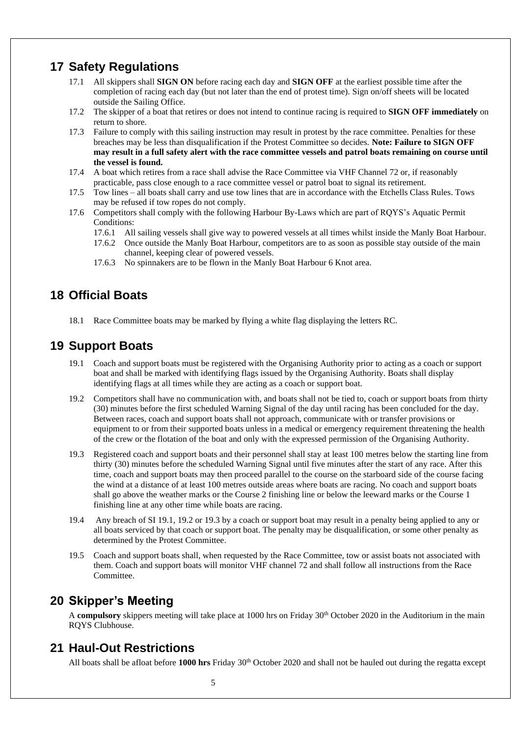## 17 Safety Regulations

17.1 All skippers shall **SIGN ON** before racing each day and **SIGN OFF** at the earliest possible time after the completion of racing each day (but not later than the end of protest time). Sign on/off sheets will be located outside the Sailing Office.

17.2 The skipper of a boat that retires or does not intend to continue racing is required to **SIGN OFF immediately** on return to shore.

17.3 Failure to comply with this sailing instruction may result in protest by the race committee. Penalties for these breaches may be less than disqualification if the Protest Committee so decides. **Note: Failure to SIGN OFF may result in a full safety alert with the race committee vessels and patrol boats remaining on course until the vessel is found.**

17.4 A boat which retires from a race shall advise the Race Committee via VHF Channel 72 or, if reasonably practicable, pass close enough to a race committee vessel or patrol boat to signal its retirement.

17.5 Tow lines – all boats shall carry and use tow lines that are in accordance with the Etchells Class Rules. Tows may be refused if tow ropes do not comply.

17.6 Competitors shall comply with the following Harbour By-Laws which are part of RQYS's Aquatic Permit Conditions:

17.6.1 All sailing vessels shall give way to powered vessels at all times whilst inside the Manly Boat Harbour.

17.6.2 Once outside the Manly Boat Harbour, competitors are to as soon as possible stay outside of the main channel, keeping clear of powered vessels.

17.6.3 No spinnakers are to be flown in the Manly Boat Harbour 6 Knot area.

## 18 Official Boats

18.1 Race Committee boats may be marked by flying a white flag displaying the letters RC.

## 19 Support Boats

19.1 Coach and support boats must be registered with the Organising Authority prior to acting as a coach or support boat and shall be marked with identifying flags issued by the Organising Authority. Boats shall display identifying flags at all times while they are acting as a coach or support boat.

19.2 Competitors shall have no communication with, and boats shall not be tied to, coach or support boats from thirty (30) minutes before the first scheduled Warning Signal of the day until racing has been concluded for the day. Between races, coach and support boats shall not approach, communicate with or transfer provisions or equipment to or from their supported boats unless in a medical or emergency requirement threatening the health of the crew or the flotation of the boat and only with the expressed permission of the Organising Authority.

19.3 Registered coach and support boats and their personnel shall stay at least 100 metres below the starting line from thirty (30) minutes before the scheduled Warning Signal until five minutes after the start of any race. After this time, coach and support boats may then proceed parallel to the course on the starboard side of the course facing the wind at a distance of at least 100 metres outside areas where boats are racing. No coach and support boats shall go above the weather marks or the Course 2 finishing line or below the leeward marks or the Course 1 finishing line at any other time while boats are racing.

19.4 Any breach of SI 19.1, 19.2 or 19.3 by a coach or support boat may result in a penalty being applied to any or all boats serviced by that coach or support boat. The penalty may be disqualification, or some other penalty as determined by the Protest Committee.

19.5 Coach and support boats shall, when requested by the Race Committee, tow or assist boats not associated with them. Coach and support boats will monitor VHF channel 72 and shall follow all instructions from the Race Committee.

## 20 Skipper's Meeting

A **compulsory** skippers meeting will take place at 1000 hrs on Friday 30th October 2020 in the Auditorium in the main RQYS Clubhouse.

## 21 Haul-Out Restrictions

All boats shall be afloat before **1000 hrs** Friday 30th October 2020 and shall not be hauled out during the regatta except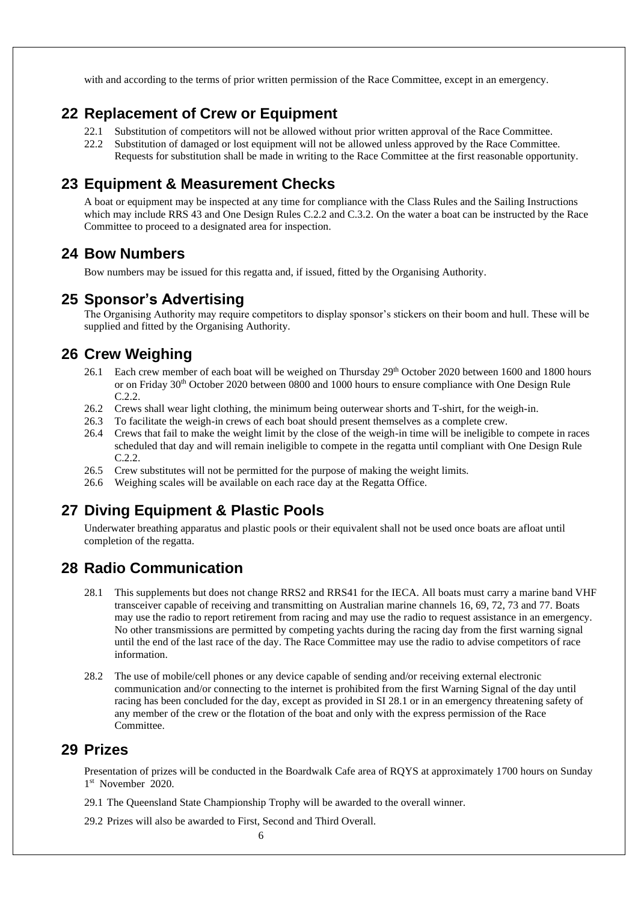with and according to the terms of prior written permission of the Race Committee, except in an emergency.

## 22 Replacement of Crew or Equipment

22.1 Substitution of competitors will not be allowed without prior written approval of the Race Committee.

22.2 Substitution of damaged or lost equipment will not be allowed unless approved by the Race Committee. Requests for substitution shall be made in writing to the Race Committee at the first reasonable opportunity.

## 23 Equipment & Measurement Checks

A boat or equipment may be inspected at any time for compliance with the Class Rules and the Sailing Instructions which may include RRS 43 and One Design Rules C.2.2 and C.3.2. On the water a boat can be instructed by the Race Committee to proceed to a designated area for inspection.

## 24 Bow Numbers

Bow numbers may be issued for this regatta and, if issued, fitted by the Organising Authority.

## 25 Sponsor's Advertising

The Organising Authority may require competitors to display sponsor's stickers on their boom and hull. These will be supplied and fitted by the Organising Authority.

## 26 Crew Weighing

26.1 Each crew member of each boat will be weighed on Thursday 29th October 2020 between 1600 and 1800 hours or on Friday 30th October 2020 between 0800 and 1000 hours to ensure compliance with One Design Rule C.2.2.

26.2 Crews shall wear light clothing, the minimum being outerwear shorts and T-shirt, for the weigh-in.

26.3 To facilitate the weigh-in crews of each boat should present themselves as a complete crew.

26.4 Crews that fail to make the weight limit by the close of the weigh-in time will be ineligible to compete in races scheduled that day and will remain ineligible to compete in the regatta until compliant with One Design Rule C.2.2.

26.5 Crew substitutes will not be permitted for the purpose of making the weight limits.

26.6 Weighing scales will be available on each race day at the Regatta Office.

## 27 Diving Equipment & Plastic Pools

Underwater breathing apparatus and plastic pools or their equivalent shall not be used once boats are afloat until completion of the regatta.

## 28 Radio Communication

28.1 This supplements but does not change RRS2 and RRS41 for the IECA. All boats must carry a marine band VHF transceiver capable of receiving and transmitting on Australian marine channels 16, 69, 72, 73 and 77. Boats may use the radio to report retirement from racing and may use the radio to request assistance in an emergency. No other transmissions are permitted by competing yachts during the racing day from the first warning signal until the end of the last race of the day. The Race Committee may use the radio to advise competitors of race information.

28.2 The use of mobile/cell phones or any device capable of sending and/or receiving external electronic communication and/or connecting to the internet is prohibited from the first Warning Signal of the day until racing has been concluded for the day, except as provided in SI 28.1 or in an emergency threatening safety of any member of the crew or the flotation of the boat and only with the express permission of the Race Committee.

## 29 Prizes

Presentation of prizes will be conducted in the Boardwalk Cafe area of RQYS at approximately 1700 hours on Sunday 1st November 2020.

29.1 The Queensland State Championship Trophy will be awarded to the overall winner.

29.2 Prizes will also be awarded to First, Second and Third Overall.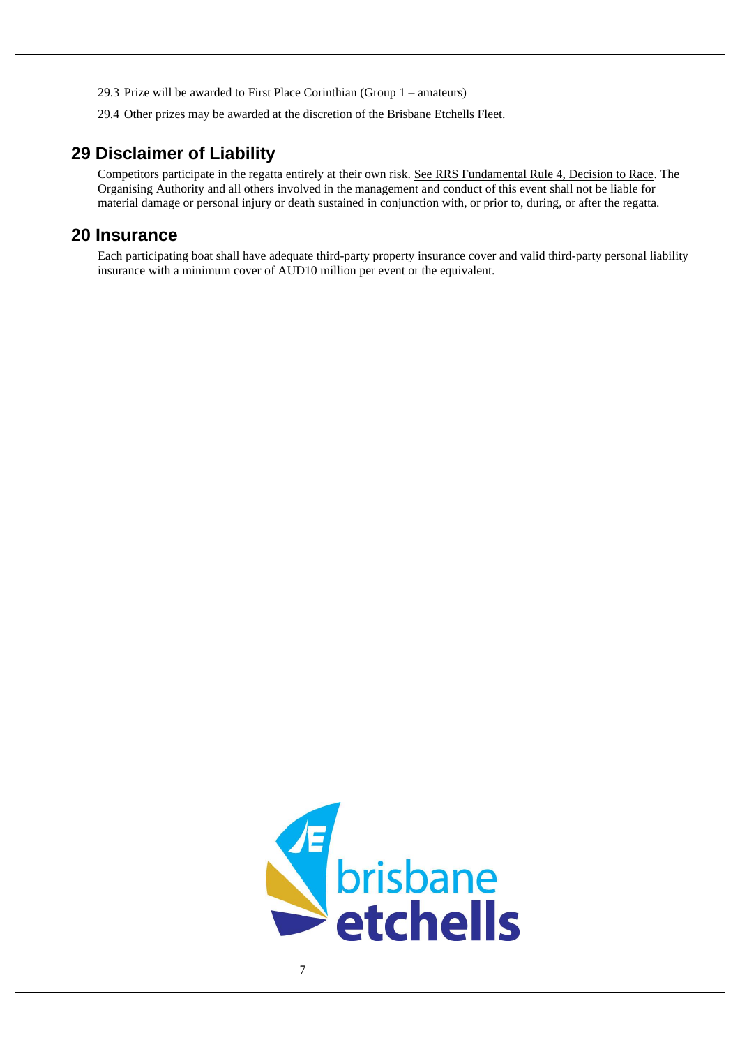29.3 Prize will be awarded to First Place Corinthian (Group 1 – amateurs)

29.4 Other prizes may be awarded at the discretion of the Brisbane Etchells Fleet.

## 29 Disclaimer of Liability

Competitors participate in the regatta entirely at their own risk. See RRS Fundamental Rule 4, Decision to Race. The Organising Authority and all others involved in the management and conduct of this event shall not be liable for material damage or personal injury or death sustained in conjunction with, or prior to, during, or after the regatta.

## 20 Insurance

Each participating boat shall have adequate third-party property insurance cover and valid third-party personal liability insurance with a minimum cover of AUD10 million per event or the equivalent.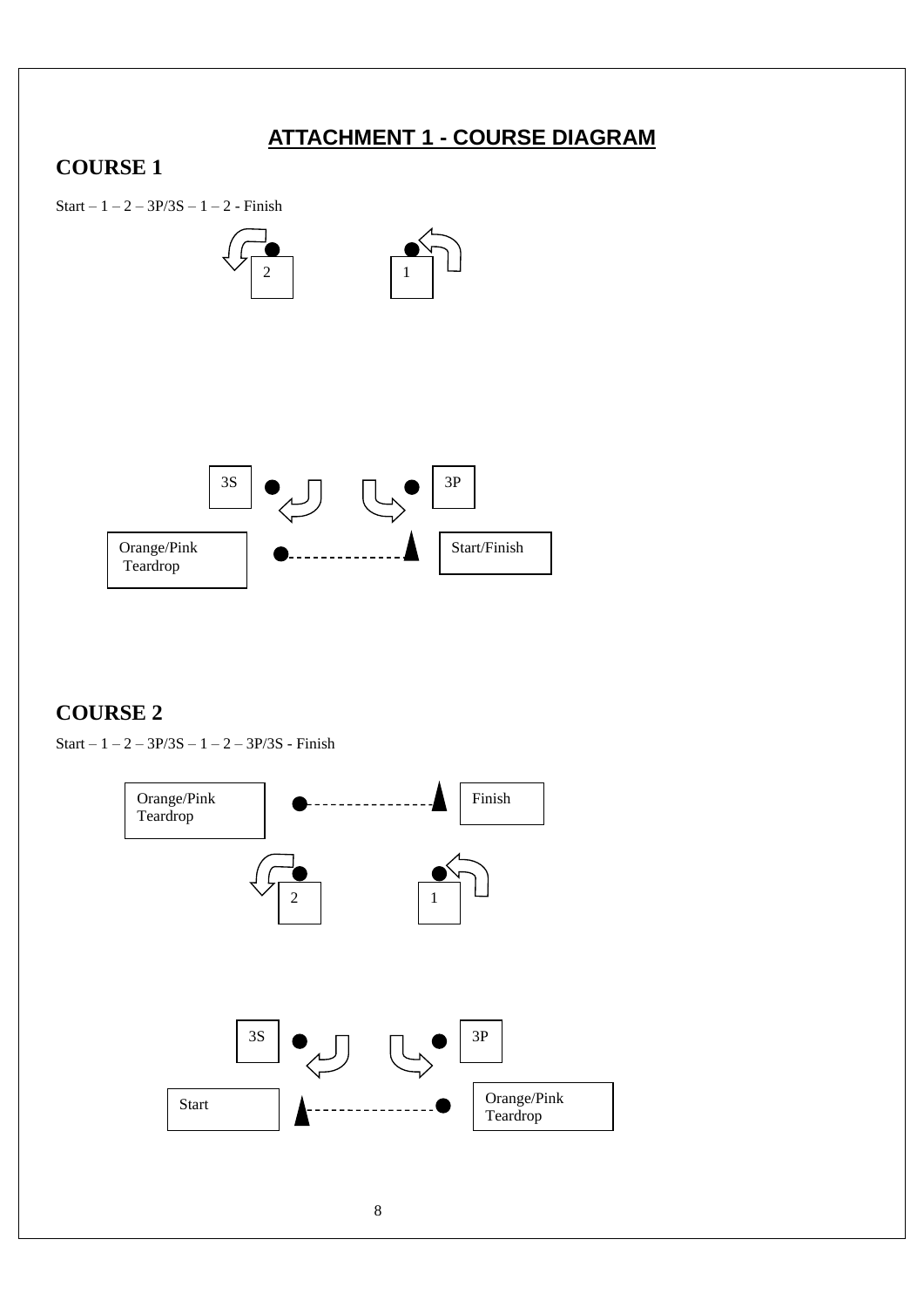## ATTACHMENT 1 - COURSE DIAGRAM

## COURSE 1

Start – 1 – 2 – 3P/3S – 1 – 2 - Finish

2

1

3S

3P

Orange/Pink Teardrop

Start/Finish

## COURSE 2

Start – 1 – 2 – 3P/3S – 1 – 2 – 3P/3S - Finish

Orange/Pink Teardrop

Finish

2

1

3S

3P

Start

Orange/Pink Teardrop